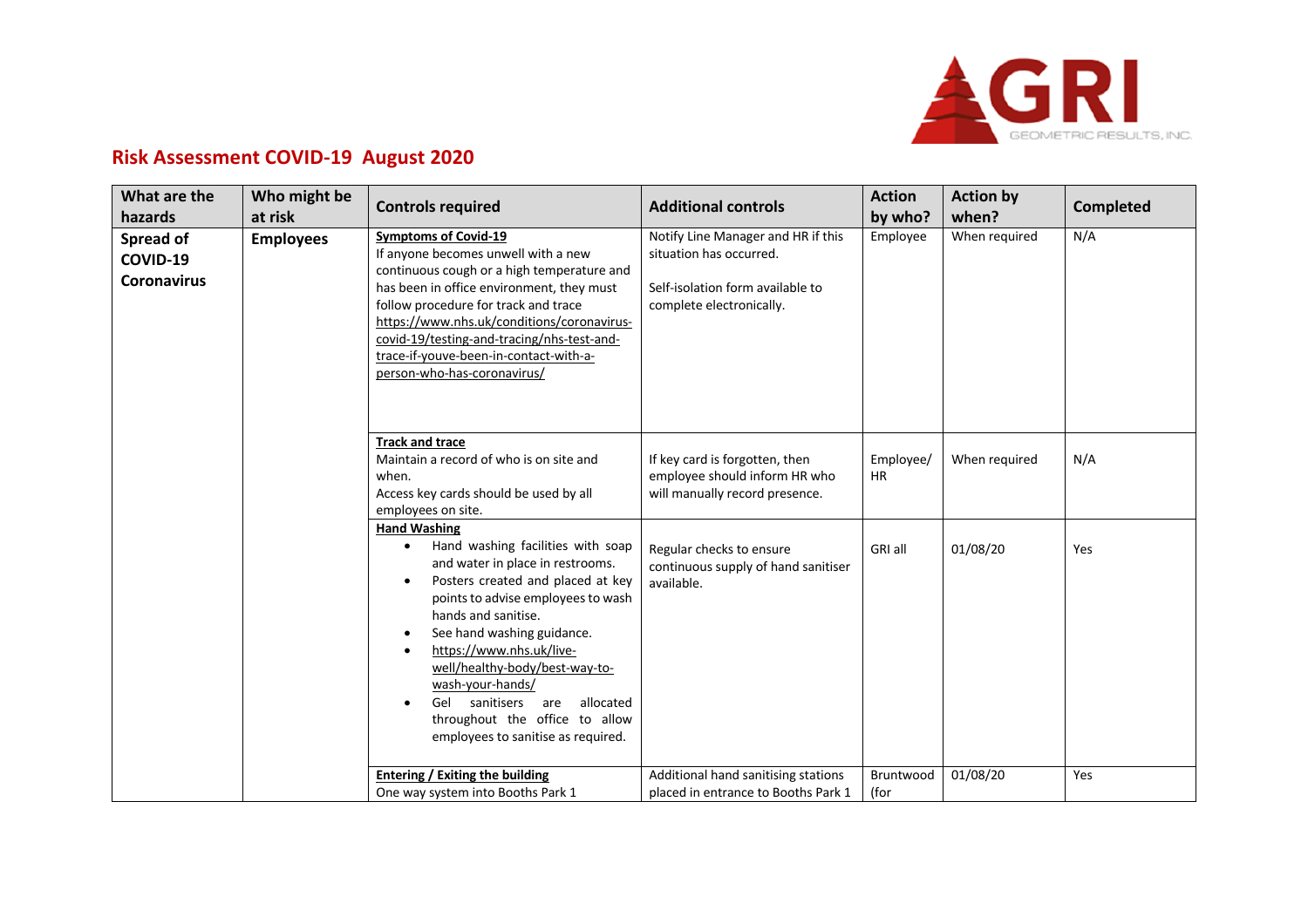# Risk Assessment COVID-19 August 2020

| What are the hazards | Who might be at risk | Controls required | Additional controls | Action by who? | Action by when? | Completed |
|---|---|---|---|---|---|---|
| **Spread of COVID-19 Coronavirus** | **Employees** | **Symptoms of Covid-19**<br>If anyone becomes unwell with a new continuous cough or a high temperature and has been in office environment, they must follow procedure for track and trace https://www.nhs.uk/conditions/coronavirus-covid-19/testing-and-tracing/nhs-test-and-trace-if-youve-been-in-contact-with-a-person-who-has-coronavirus/ | Notify Line Manager and HR if this situation has occurred.<br><br>Self-isolation form available to complete electronically. | Employee | When required | N/A |
| | | **Track and trace**<br>Maintain a record of who is on site and when.<br>Access key cards should be used by all employees on site. | If key card is forgotten, then employee should inform HR who will manually record presence. | Employee/ HR | When required | N/A |
| | | **Hand Washing**<br>• Hand washing facilities with soap and water in place in restrooms.<br>• Posters created and placed at key points to advise employees to wash hands and sanitise.<br>• See hand washing guidance.<br>• https://www.nhs.uk/live-well/healthy-body/best-way-to-wash-your-hands/<br>• Gel sanitisers are allocated throughout the office to allow employees to sanitise as required. | Regular checks to ensure continuous supply of hand sanitiser available. | GRI all | 01/08/20 | Yes |
| | | **Entering / Exiting the building**<br>One way system into Booths Park 1 | Additional hand sanitising stations placed in entrance to Booths Park 1 | Bruntwood (for | 01/08/20 | Yes |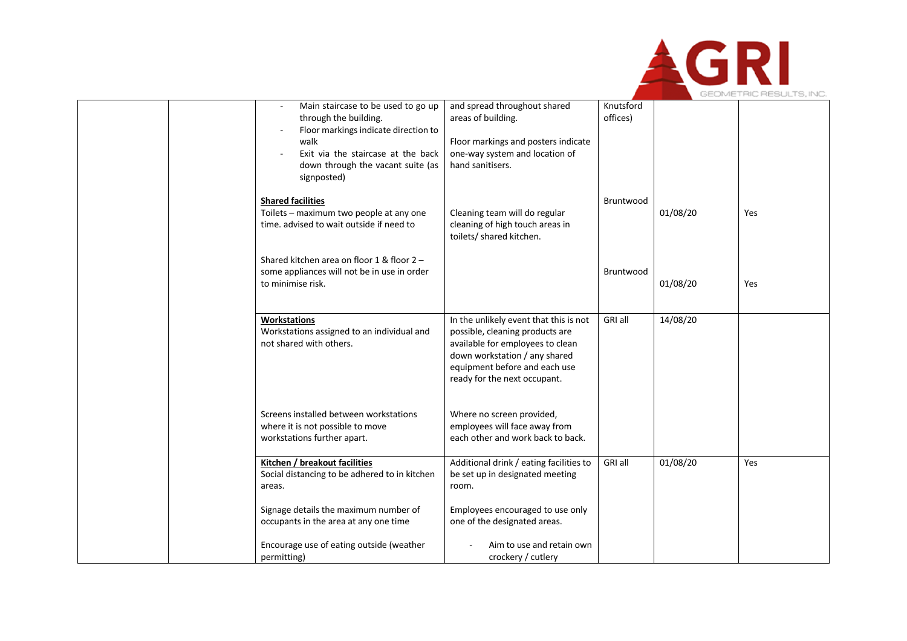| | | | | | | |
|---|---|---|---|---|---|---|
| | | - Main staircase to be used to go up through the building.<br>- Floor markings indicate direction to walk<br>- Exit via the staircase at the back down through the vacant suite (as signposted) | and spread throughout shared areas of building.<br><br>Floor markings and posters indicate one-way system and location of hand sanitisers. | Knutsford offices) | | |
| | | **Shared facilities**<br>Toilets – maximum two people at any one time. advised to wait outside if need to | Cleaning team will do regular cleaning of high touch areas in toilets/ shared kitchen. | Bruntwood | 01/08/20 | Yes |
| | | Shared kitchen area on floor 1 & floor 2 – some appliances will not be in use in order to minimise risk. | | Bruntwood | 01/08/20 | Yes |
| | | **Workstations**<br>Workstations assigned to an individual and not shared with others.<br><br>Screens installed between workstations where it is not possible to move workstations further apart. | In the unlikely event that this is not possible, cleaning products are available for employees to clean down workstation / any shared equipment before and each use ready for the next occupant.<br><br>Where no screen provided, employees will face away from each other and work back to back. | GRI all | 14/08/20 | |
| | | **Kitchen / breakout facilities**<br>Social distancing to be adhered to in kitchen areas.<br><br>Signage details the maximum number of occupants in the area at any one time<br><br>Encourage use of eating outside (weather permitting) | Additional drink / eating facilities to be set up in designated meeting room.<br><br>Employees encouraged to use only one of the designated areas.<br><br>- Aim to use and retain own crockery / cutlery | GRI all | 01/08/20 | Yes |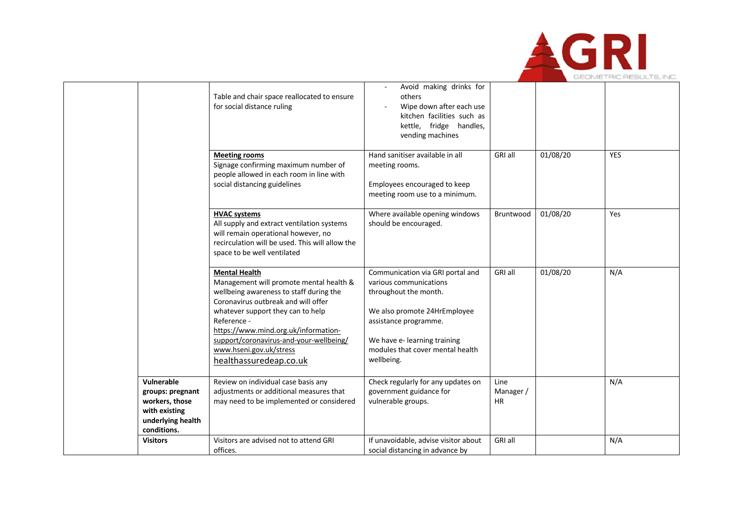| | | | | | | |
|---|---|---|---|---|---|---|
| | | Table and chair space reallocated to ensure for social distance ruling | - Avoid making drinks for others<br>- Wipe down after each use kitchen facilities such as kettle, fridge handles, vending machines | | | |
| | | **Meeting rooms**<br>Signage confirming maximum number of people allowed in each room in line with social distancing guidelines | Hand sanitiser available in all meeting rooms.<br><br>Employees encouraged to keep meeting room use to a minimum. | GRI all | 01/08/20 | YES |
| | | **HVAC systems**<br>All supply and extract ventilation systems will remain operational however, no recirculation will be used. This will allow the space to be well ventilated | Where available opening windows should be encouraged. | Bruntwood | 01/08/20 | Yes |
| | | **Mental Health**<br>Management will promote mental health & wellbeing awareness to staff during the Coronavirus outbreak and will offer whatever support they can to help<br>Reference -<br>https://www.mind.org.uk/information-support/coronavirus-and-your-wellbeing/<br>www.hseni.gov.uk/stress<br>healthassuredeap.co.uk | Communication via GRI portal and various communications throughout the month.<br><br>We also promote 24HrEmployee assistance programme.<br><br>We have e- learning training modules that cover mental health wellbeing. | GRI all | 01/08/20 | N/A |
| | **Vulnerable groups: pregnant workers, those with existing underlying health conditions.** | Review on individual case basis any adjustments or additional measures that may need to be implemented or considered | Check regularly for any updates on government guidance for vulnerable groups. | Line Manager / HR | | N/A |
| | **Visitors** | Visitors are advised not to attend GRI offices. | If unavoidable, advise visitor about social distancing in advance by | GRI all | | N/A |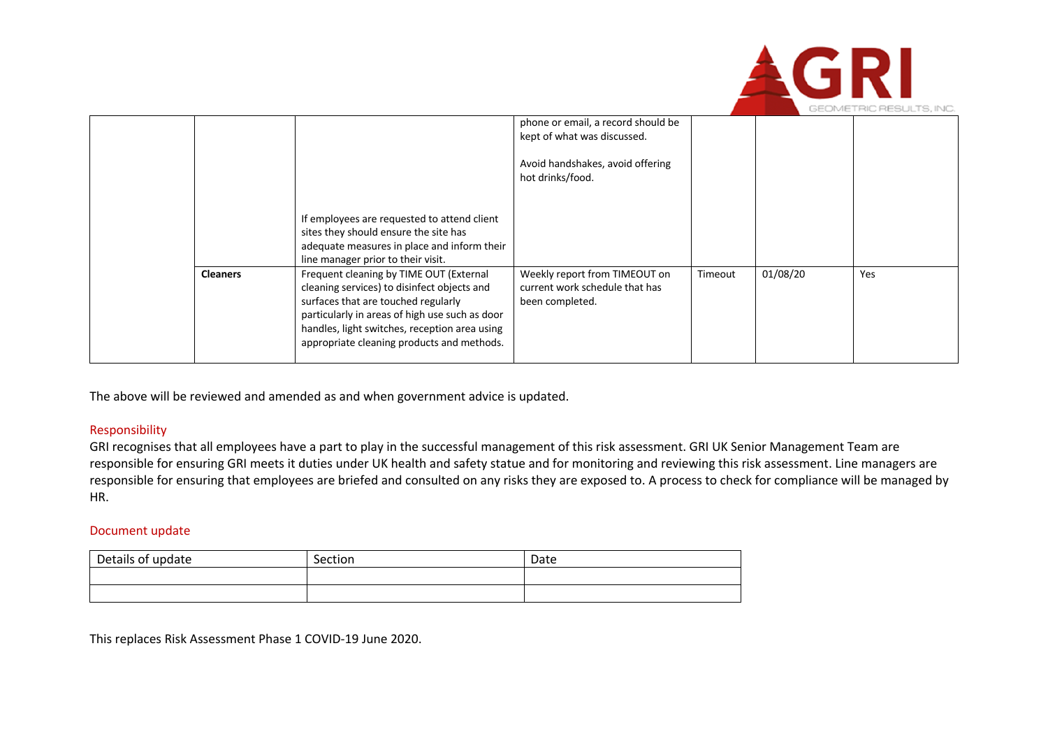| | | | | | | |
|---|---|---|---|---|---|---|
| | | If employees are requested to attend client sites they should ensure the site has adequate measures in place and inform their line manager prior to their visit. | phone or email, a record should be kept of what was discussed.<br><br>Avoid handshakes, avoid offering hot drinks/food. | | | |
| | **Cleaners** | Frequent cleaning by TIME OUT (External cleaning services) to disinfect objects and surfaces that are touched regularly particularly in areas of high use such as door handles, light switches, reception area using appropriate cleaning products and methods. | Weekly report from TIMEOUT on current work schedule that has been completed. | Timeout | 01/08/20 | Yes |

The above will be reviewed and amended as and when government advice is updated.

## Responsibility

GRI recognises that all employees have a part to play in the successful management of this risk assessment. GRI UK Senior Management Team are responsible for ensuring GRI meets it duties under UK health and safety statue and for monitoring and reviewing this risk assessment. Line managers are responsible for ensuring that employees are briefed and consulted on any risks they are exposed to. A process to check for compliance will be managed by HR.

## Document update

| Details of update | Section | Date |
|---|---|---|
| | | |
| | | |

This replaces Risk Assessment Phase 1 COVID-19 June 2020.